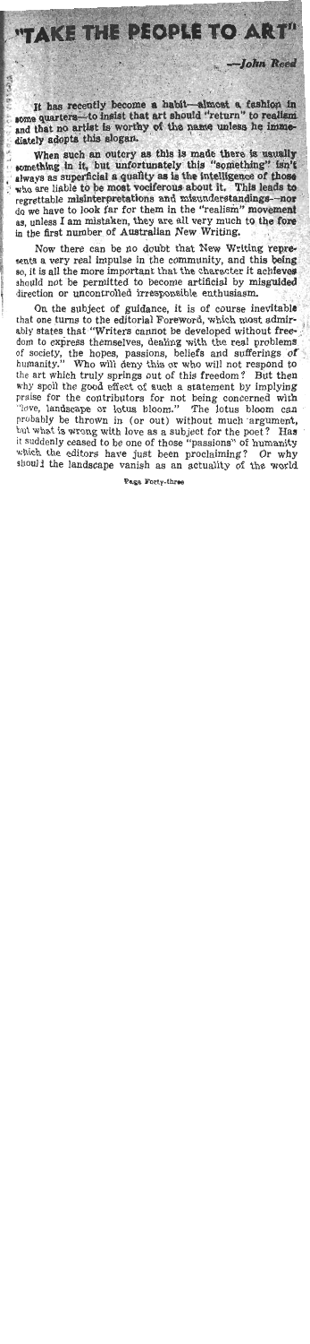# "TAKE THE PEOPLE TO ART"

*—John Reed*

It has recently become a habit—almost a fashion in some quarters—to insist that art should "return" to realism and that no artist is worthy of the name unless he immediately adopts this slogan.

When such an outcry as this is made there is usually something in it, but unfortunately this "something" isn't always as superficial a quality as is the intelligence of those who are liable to be most vociferous about it. This leads to regrettable misinterpretations and misunderstandings—nor do we have to look far for them in the "realism" movement as, unless I am mistaken, they are all very much to the fore in the first number of Australian New Writing.

Now there can be no doubt that New Writing represents a very real impulse in the community, and this being so, it is all the more important that the character it achieves should not be permitted to become artificial by misguided direction or uncontrolled irresponsible enthusiasm.

On the subject of guidance, it is of course inevitable that one turns to the editorial Foreword, which most admirably states that "Writers cannot be developed without freedom to express themselves, dealing with the real problems of society, the hopes, passions, beliefs and sufferings of humanity." Who will deny this or who will not respond to the art which truly springs out of this freedom? But then why spoil the good effect of such a statement by implying praise for the contributors for not being concerned with "love, landscape or lotus bloom." The lotus bloom can probably be thrown in (or out) without much argument, but what is wrong with love as a subject for the poet? Has it suddenly ceased to be one of those "passions" of humanity which the editors have just been proclaiming? Or why should the landscape vanish as an actuality of the world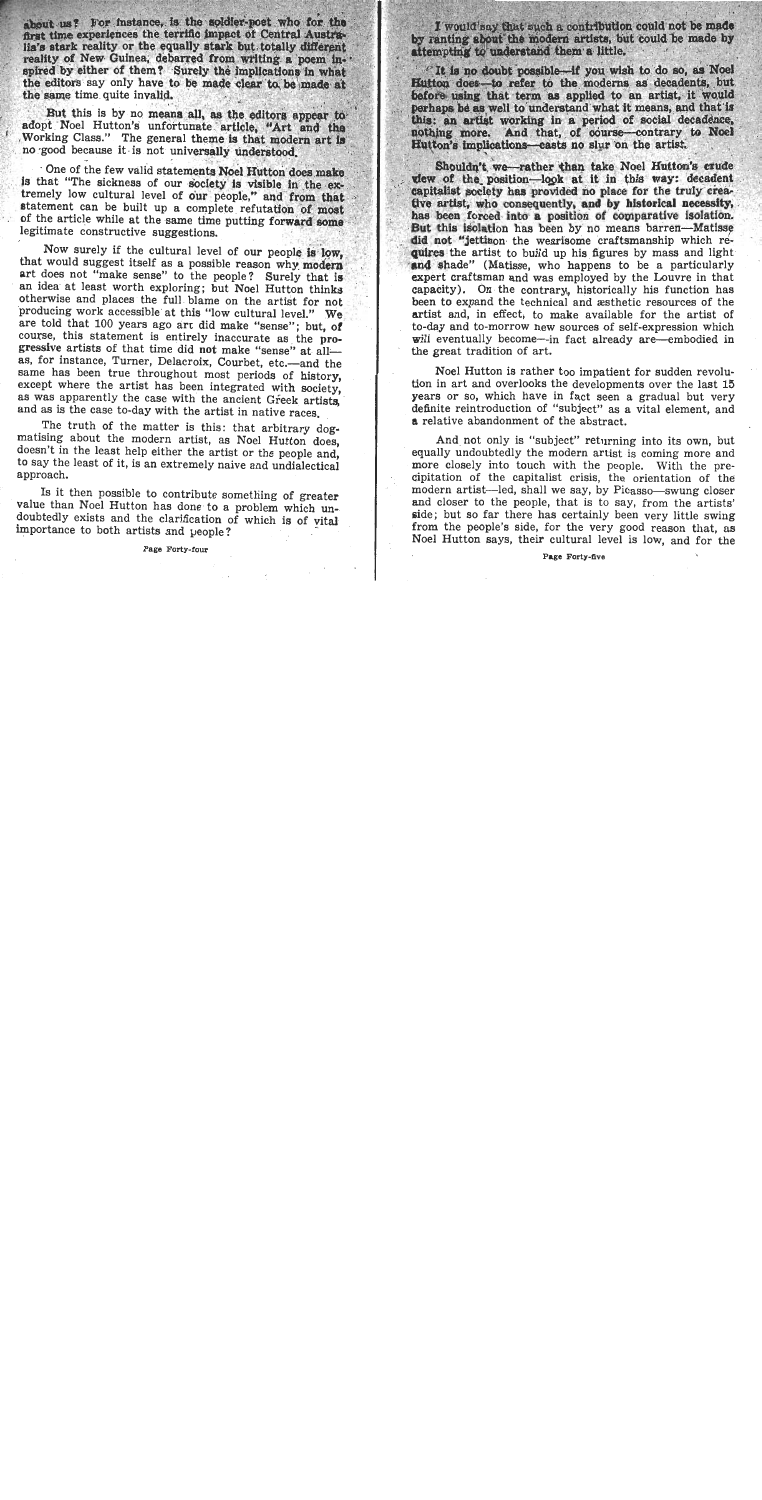about us? For instance, is the soldier-poet who for the first time experiences the terrific impact of Central Australia's stark reality or the equally stark but totally different reality of New Guinea, debarred from writing a poem inspired by either of them? Surely the implications in what the editors say only have to be made clear to be made at the same time quite invalid.

But this is by no means all, as the editors appear to adopt Noel Hutton's unfortunate article, "Art and the Working Class." The general theme is that modern art is no good because it is not universally understood.

One of the few valid statements Noel Hutton does make is that "The sickness of our society is visible in the extremely low cultural level of our people," and from that statement can be built up a complete refutation of most of the article while at the same time putting forward some legitimate constructive suggestions.

Now surely if the cultural level of our people is low, that would suggest itself as a possible reason why modern art does not "make sense" to the people? Surely that is an idea at least worth exploring; but Noel Hutton thinks otherwise and places the full blame on the artist for not producing work accessible at this "low cultural level." We are told that 100 years ago art did make "sense"; but, of course, this statement is entirely inaccurate as the progressive artists of that time did not make "sense" at all—as, for instance, Turner, Delacroix, Courbet, etc.—and the same has been true throughout most periods of history, except where the artist has been integrated with society, as was apparently the case with the ancient Greek artists, and as is the case to-day with the artist in native races.

The truth of the matter is this: that arbitrary dogmatising about the modern artist, as Noel Hutton does, doesn't in the least help either the artist or the people and, to say the least of it, is an extremely naive and undialectical approach.

Is it then possible to contribute something of greater value than Noel Hutton has done to a problem which undoubtedly exists and the clarification of which is of vital importance to both artists and people?

I would say that such a contribution could not be made by ranting about the modern artists, but could be made by attempting to understand them a little.

It is no doubt possible—if you wish to do so, as Noel Hutton does—to refer to the moderns as decadents, but before using that term as applied to an artist, it would perhaps be as well to understand what it means, and that is this: an artist working in a period of social decadence, nothing more. And that, of course—contrary to Noel Hutton's implications—casts no slur on the artist.

Shouldn't we—rather than take Noel Hutton's crude view of the position—look at it in this way: decadent capitalist society has provided no place for the truly creative artist, who consequently, and by historical necessity, has been forced into a position of comparative isolation. But this isolation has been by no means barren—Matisse did not "jettison the wearisome craftsmanship which requires the artist to build up his figures by mass and light and shade" (Matisse, who happens to be a particularly expert craftsman and was employed by the Louvre in that capacity). On the contrary, historically his function has been to expand the technical and æsthetic resources of the artist and, in effect, to make available for the artist of to-day and to-morrow new sources of self-expression which will eventually become—in fact already are—embodied in the great tradition of art.

Noel Hutton is rather too impatient for sudden revolution in art and overlooks the developments over the last 15 years or so, which have in fact seen a gradual but very definite reintroduction of "subject" as a vital element, and a relative abandonment of the abstract.

And not only is "subject" returning into its own, but equally undoubtedly the modern artist is coming more and more closely into touch with the people. With the precipitation of the capitalist crisis, the orientation of the modern artist—led, shall we say, by Picasso—swung closer and closer to the people, that is to say, from the artists' side; but so far there has certainly been very little swing from the people's side, for the very good reason that, as Noel Hutton says, their cultural level is low, and for the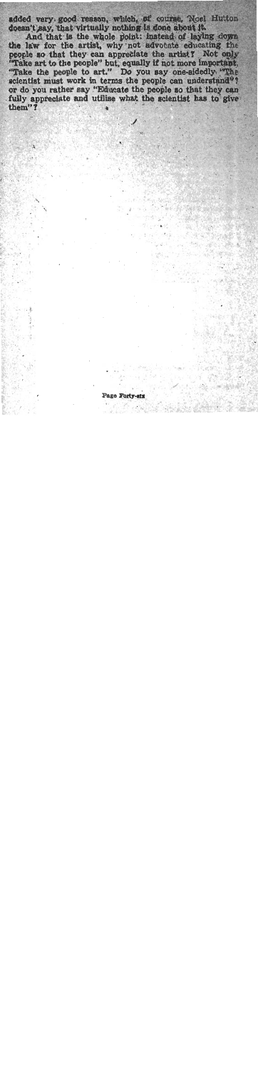added very good reason, which, of course, Noel Hutton doesn't say, that virtually nothing is done about it.

And that is the whole point: instead of laying down the law for the artist, why not advocate educating the people so that they can appreciate the artist? Not only "Take art to the people" but, equally if not more important, "Take the people to art." Do you say one-sidedly "The scientist must work in terms the people can understand"? or do you rather say "Educate the people so that they can fully appreciate and utilise what the scientist has to give them"?